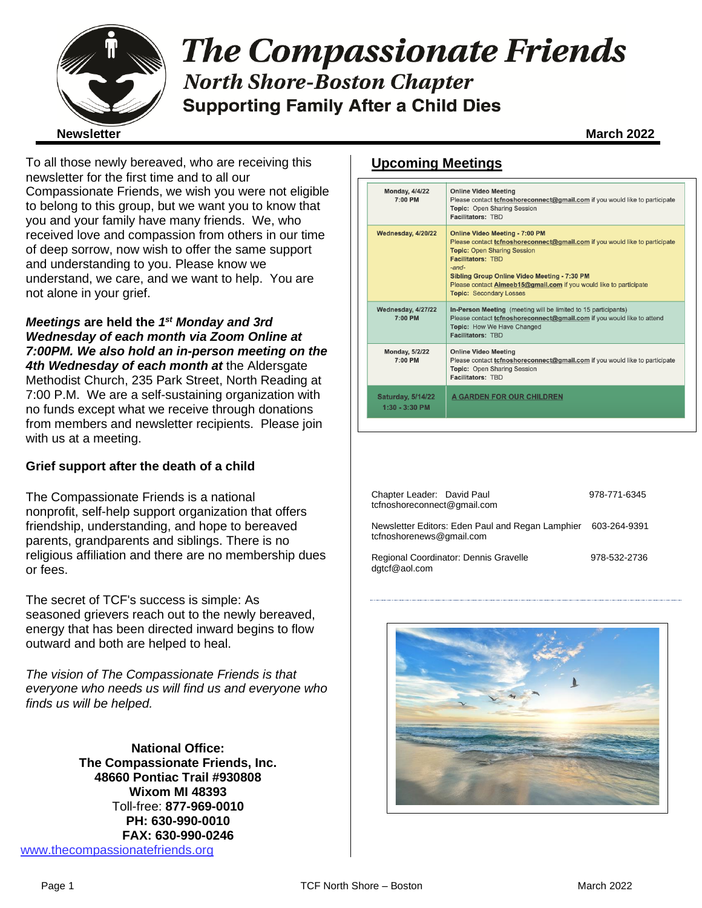# The Compassionate Friends

## North Shore-Boston Chapter

### Supporting Family After a Child Dies

**Newsletter** **March 2022**

To all those newly bereaved, who are receiving this newsletter for the first time and to all our Compassionate Friends, we wish you were not eligible to belong to this group, but we want you to know that you and your family have many friends. We, who received love and compassion from others in our time of deep sorrow, now wish to offer the same support and understanding to you. Please know we understand, we care, and we want to help. You are not alone in your grief.

***Meetings* are held the *1st Monday and 3rd Wednesday of each month via Zoom Online at 7:00PM. We also hold an in-person meeting on the 4th Wednesday of each month at*** the Aldersgate Methodist Church, 235 Park Street, North Reading at 7:00 P.M. We are a self-sustaining organization with no funds except what we receive through donations from members and newsletter recipients. Please join with us at a meeting.

**Grief support after the death of a child**

The Compassionate Friends is a national nonprofit, self-help support organization that offers friendship, understanding, and hope to bereaved parents, grandparents and siblings. There is no religious affiliation and there are no membership dues or fees.

The secret of TCF's success is simple: As seasoned grievers reach out to the newly bereaved, energy that has been directed inward begins to flow outward and both are helped to heal.

*The vision of The Compassionate Friends is that everyone who needs us will find us and everyone who finds us will be helped.*

**National Office:**
**The Compassionate Friends, Inc.**
**48660 Pontiac Trail #930808**
**Wixom MI 48393**
Toll-free: **877-969-0010**
**PH: 630-990-0010**
**FAX: 630-990-0246**
www.thecompassionatefriends.org

## Upcoming Meetings

| Date | Details |
|---|---|
| **Monday, 4/4/22 7:00 PM** | **Online Video Meeting** Please contact **tcfnoshoreconnect@gmail.com** if you would like to participate **Topic:** Open Sharing Session **Facilitators:** TBD |
| **Wednesday, 4/20/22** | **Online Video Meeting - 7:00 PM** Please contact **tcfnoshoreconnect@gmail.com** if you would like to participate **Topic:** Open Sharing Session **Facilitators:** TBD *-and-* **Sibling Group Online Video Meeting - 7:30 PM** Please contact **Aimeeb15@gmail.com** if you would like to participate **Topic:** Secondary Losses |
| **Wednesday, 4/27/22 7:00 PM** | **In-Person Meeting** (meeting will be limited to 15 participants) Please contact **tcfnoshoreconnect@gmail.com** if you would like to attend **Topic:** How We Have Changed **Facilitators:** TBD |
| **Monday, 5/2/22 7:00 PM** | **Online Video Meeting** Please contact **tcfnoshoreconnect@gmail.com** if you would like to participate **Topic:** Open Sharing Session **Facilitators:** TBD |
| **Saturday, 5/14/22 1:30 - 3:30 PM** | **A GARDEN FOR OUR CHILDREN** |

| | |
|---|---|
| Chapter Leader: David Paul tcfnoshoreconnect@gmail.com | 978-771-6345 |
| Newsletter Editors: Eden Paul and Regan Lamphier tcfnoshorenews@gmail.com | 603-264-9391 |
| Regional Coordinator: Dennis Gravelle dgtcf@aol.com | 978-532-2736 |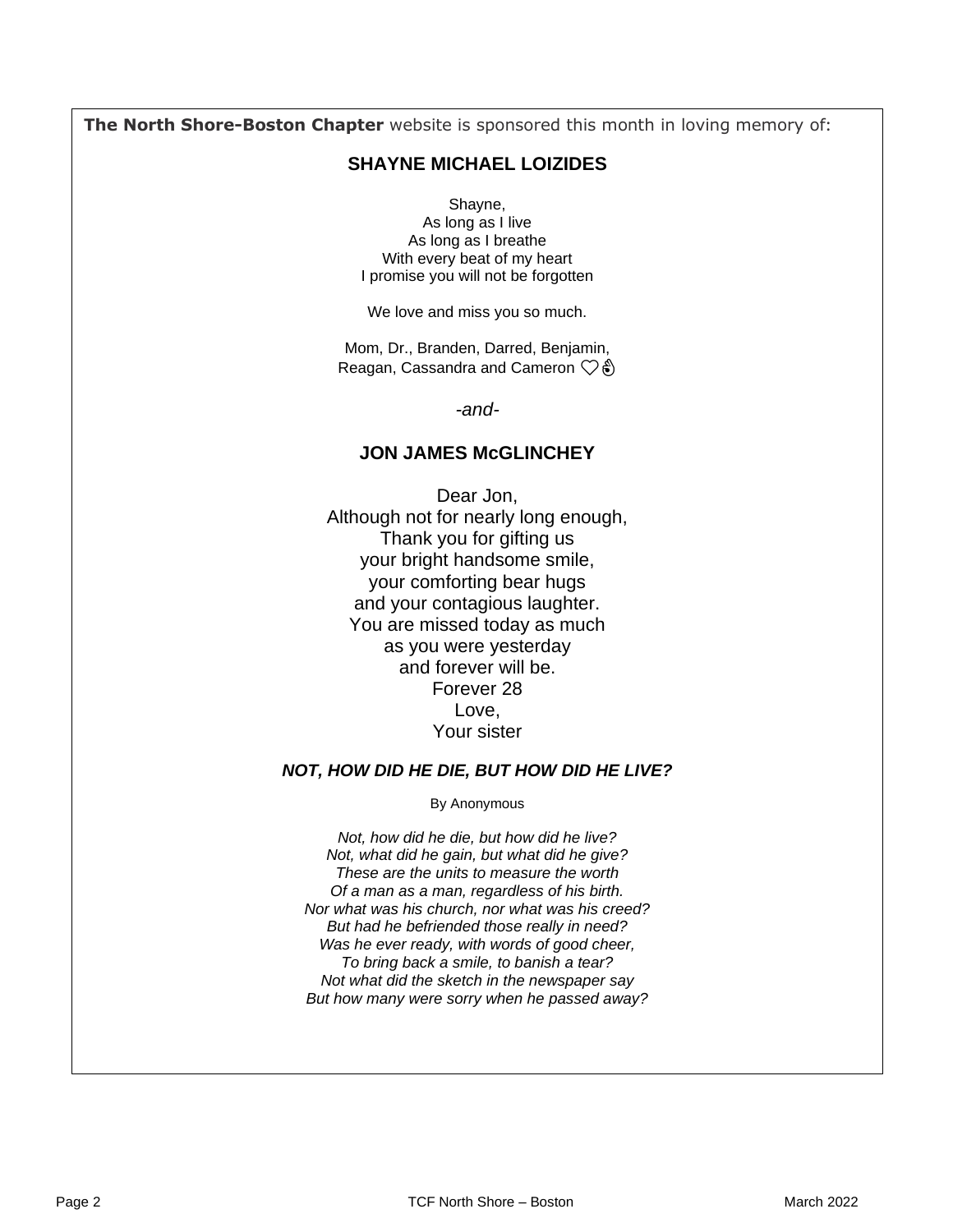**The North Shore-Boston Chapter** website is sponsored this month in loving memory of:

## SHAYNE MICHAEL LOIZIDES

Shayne,
As long as I live
As long as I breathe
With every beat of my heart
I promise you will not be forgotten

We love and miss you so much.

Mom, Dr., Branden, Darred, Benjamin,
Reagan, Cassandra and Cameron ♡👌

*-and-*

## JON JAMES McGLINCHEY

Dear Jon,
Although not for nearly long enough,
Thank you for gifting us
your bright handsome smile,
your comforting bear hugs
and your contagious laughter.
You are missed today as much
as you were yesterday
and forever will be.
Forever 28
Love,
Your sister

### *NOT, HOW DID HE DIE, BUT HOW DID HE LIVE?*

By Anonymous

*Not, how did he die, but how did he live?*
*Not, what did he gain, but what did he give?*
*These are the units to measure the worth*
*Of a man as a man, regardless of his birth.*
*Nor what was his church, nor what was his creed?*
*But had he befriended those really in need?*
*Was he ever ready, with words of good cheer,*
*To bring back a smile, to banish a tear?*
*Not what did the sketch in the newspaper say*
*But how many were sorry when he passed away?*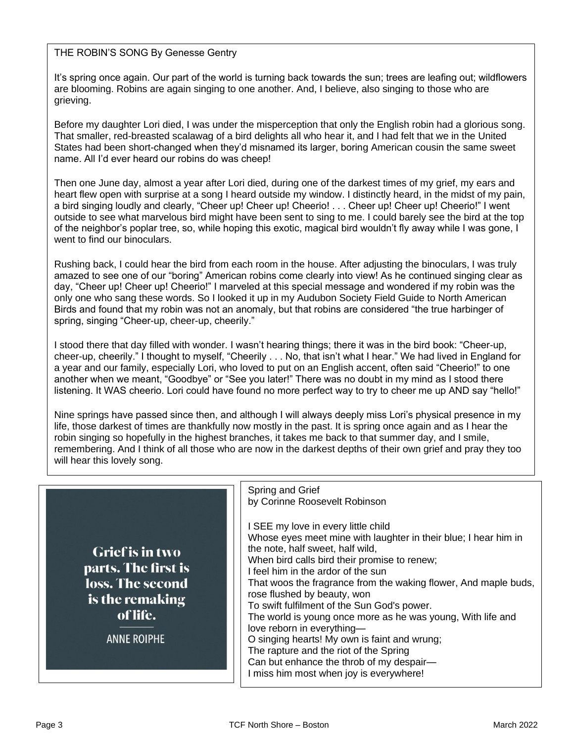## THE ROBIN'S SONG By Genesse Gentry

It's spring once again. Our part of the world is turning back towards the sun; trees are leafing out; wildflowers are blooming. Robins are again singing to one another. And, I believe, also singing to those who are grieving.

Before my daughter Lori died, I was under the misperception that only the English robin had a glorious song. That smaller, red-breasted scalawag of a bird delights all who hear it, and I had felt that we in the United States had been short-changed when they'd misnamed its larger, boring American cousin the same sweet name. All I'd ever heard our robins do was cheep!

Then one June day, almost a year after Lori died, during one of the darkest times of my grief, my ears and heart flew open with surprise at a song I heard outside my window. I distinctly heard, in the midst of my pain, a bird singing loudly and clearly, "Cheer up! Cheer up! Cheerio! . . . Cheer up! Cheer up! Cheerio!" I went outside to see what marvelous bird might have been sent to sing to me. I could barely see the bird at the top of the neighbor's poplar tree, so, while hoping this exotic, magical bird wouldn't fly away while I was gone, I went to find our binoculars.

Rushing back, I could hear the bird from each room in the house. After adjusting the binoculars, I was truly amazed to see one of our "boring" American robins come clearly into view! As he continued singing clear as day, "Cheer up! Cheer up! Cheerio!" I marveled at this special message and wondered if my robin was the only one who sang these words. So I looked it up in my Audubon Society Field Guide to North American Birds and found that my robin was not an anomaly, but that robins are considered "the true harbinger of spring, singing "Cheer-up, cheer-up, cheerily."

I stood there that day filled with wonder. I wasn't hearing things; there it was in the bird book: "Cheer-up, cheer-up, cheerily." I thought to myself, "Cheerily . . . No, that isn't what I hear." We had lived in England for a year and our family, especially Lori, who loved to put on an English accent, often said "Cheerio!" to one another when we meant, "Goodbye" or "See you later!" There was no doubt in my mind as I stood there listening. It WAS cheerio. Lori could have found no more perfect way to try to cheer me up AND say "hello!"

Nine springs have passed since then, and although I will always deeply miss Lori's physical presence in my life, those darkest of times are thankfully now mostly in the past. It is spring once again and as I hear the robin singing so hopefully in the highest branches, it takes me back to that summer day, and I smile, remembering. And I think of all those who are now in the darkest depths of their own grief and pray they too will hear this lovely song.

**Grief is in two parts. The first is loss. The second is the remaking of life.**

ANNE ROIPHE

## Spring and Grief
by Corinne Roosevelt Robinson

I SEE my love in every little child
Whose eyes meet mine with laughter in their blue; I hear him in the note, half sweet, half wild,
When bird calls bird their promise to renew;
I feel him in the ardor of the sun
That woos the fragrance from the waking flower, And maple buds, rose flushed by beauty, won
To swift fulfilment of the Sun God's power.
The world is young once more as he was young, With life and love reborn in everything—
O singing hearts! My own is faint and wrung;
The rapture and the riot of the Spring
Can but enhance the throb of my despair—
I miss him most when joy is everywhere!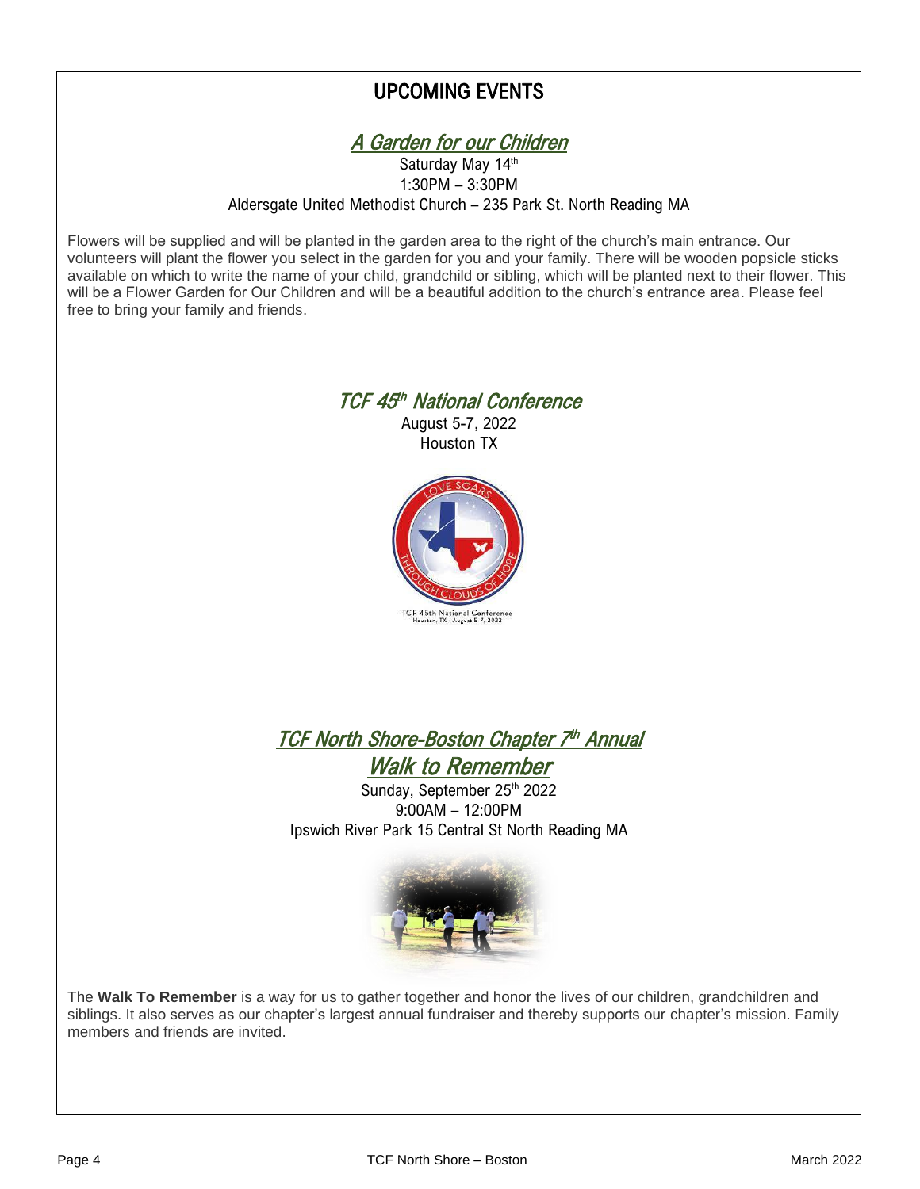# UPCOMING EVENTS

## *A Garden for our Children*

Saturday May 14th
1:30PM – 3:30PM
Aldersgate United Methodist Church – 235 Park St. North Reading MA

Flowers will be supplied and will be planted in the garden area to the right of the church's main entrance. Our volunteers will plant the flower you select in the garden for you and your family. There will be wooden popsicle sticks available on which to write the name of your child, grandchild or sibling, which will be planted next to their flower. This will be a Flower Garden for Our Children and will be a beautiful addition to the church's entrance area. Please feel free to bring your family and friends.

## *TCF 45th National Conference*

August 5-7, 2022
Houston TX

## *TCF North Shore-Boston Chapter 7th Annual Walk to Remember*

Sunday, September 25th 2022
9:00AM – 12:00PM
Ipswich River Park 15 Central St North Reading MA

The **Walk To Remember** is a way for us to gather together and honor the lives of our children, grandchildren and siblings. It also serves as our chapter's largest annual fundraiser and thereby supports our chapter's mission. Family members and friends are invited.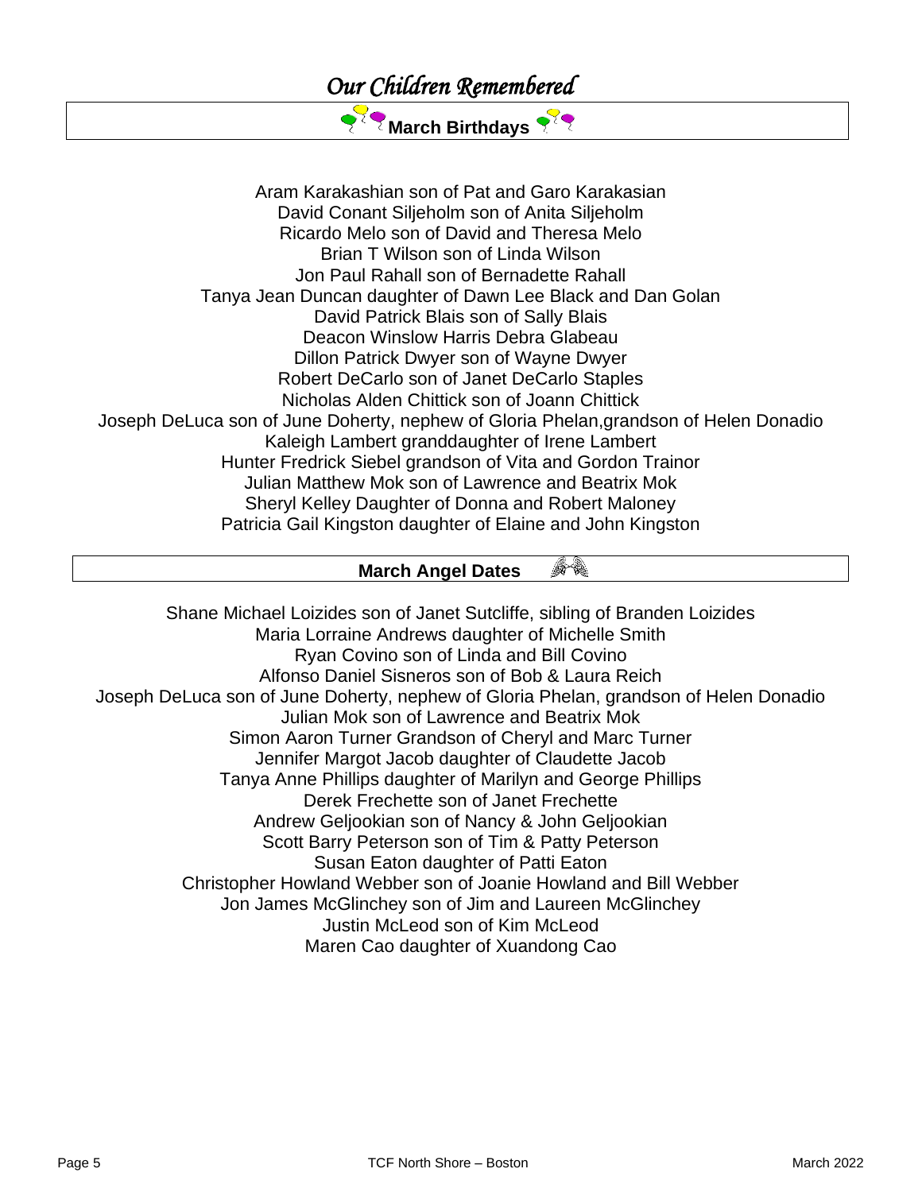# *Our Children Remembered*

## March Birthdays

Aram Karakashian son of Pat and Garo Karakasian
David Conant Siljeholm son of Anita Siljeholm
Ricardo Melo son of David and Theresa Melo
Brian T Wilson son of Linda Wilson
Jon Paul Rahall son of Bernadette Rahall
Tanya Jean Duncan daughter of Dawn Lee Black and Dan Golan
David Patrick Blais son of Sally Blais
Deacon Winslow Harris Debra Glabeau
Dillon Patrick Dwyer son of Wayne Dwyer
Robert DeCarlo son of Janet DeCarlo Staples
Nicholas Alden Chittick son of Joann Chittick
Joseph DeLuca son of June Doherty, nephew of Gloria Phelan,grandson of Helen Donadio
Kaleigh Lambert granddaughter of Irene Lambert
Hunter Fredrick Siebel grandson of Vita and Gordon Trainor
Julian Matthew Mok son of Lawrence and Beatrix Mok
Sheryl Kelley Daughter of Donna and Robert Maloney
Patricia Gail Kingston daughter of Elaine and John Kingston

## March Angel Dates

Shane Michael Loizides son of Janet Sutcliffe, sibling of Branden Loizides
Maria Lorraine Andrews daughter of Michelle Smith
Ryan Covino son of Linda and Bill Covino
Alfonso Daniel Sisneros son of Bob & Laura Reich
Joseph DeLuca son of June Doherty, nephew of Gloria Phelan, grandson of Helen Donadio
Julian Mok son of Lawrence and Beatrix Mok
Simon Aaron Turner Grandson of Cheryl and Marc Turner
Jennifer Margot Jacob daughter of Claudette Jacob
Tanya Anne Phillips daughter of Marilyn and George Phillips
Derek Frechette son of Janet Frechette
Andrew Geljookian son of Nancy & John Geljookian
Scott Barry Peterson son of Tim & Patty Peterson
Susan Eaton daughter of Patti Eaton
Christopher Howland Webber son of Joanie Howland and Bill Webber
Jon James McGlinchey son of Jim and Laureen McGlinchey
Justin McLeod son of Kim McLeod
Maren Cao daughter of Xuandong Cao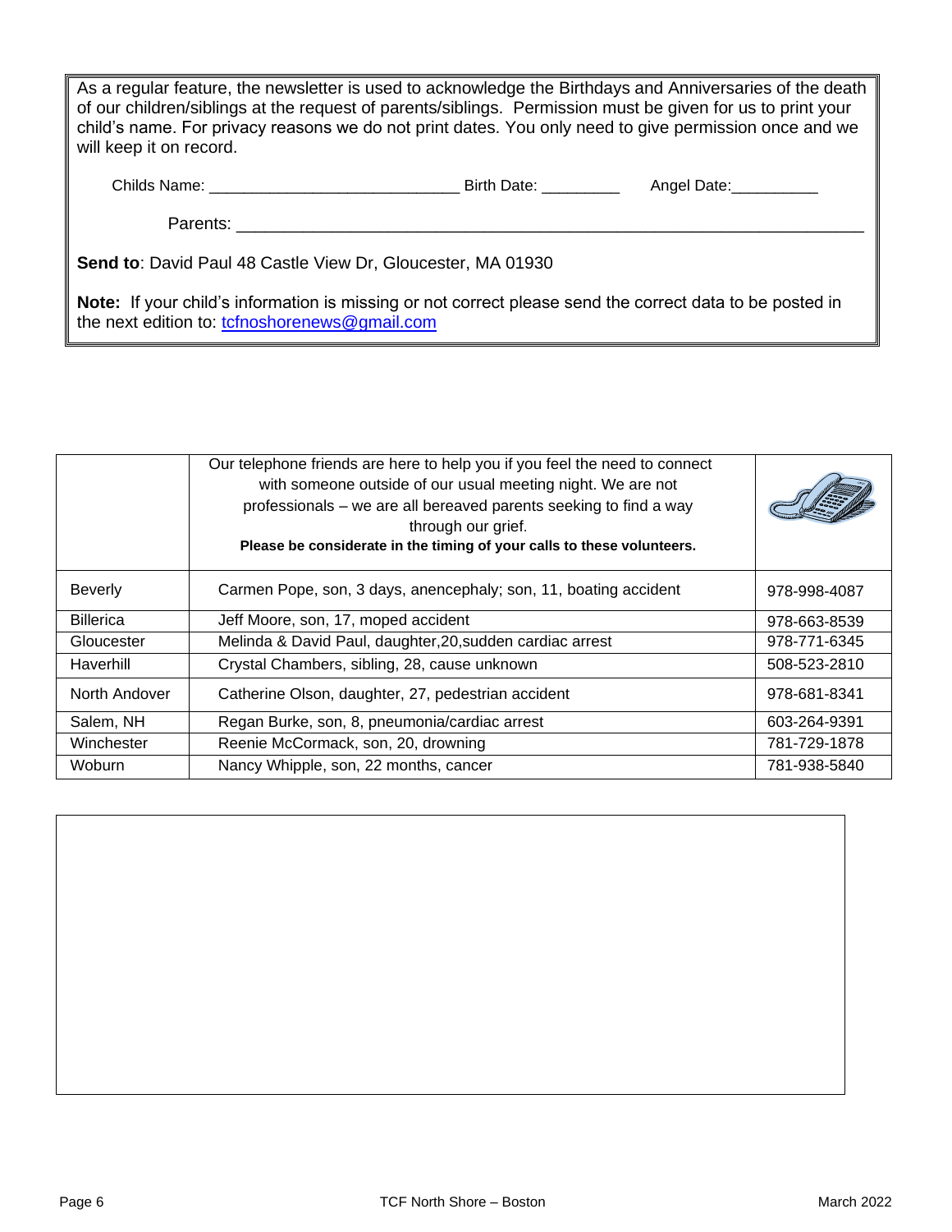As a regular feature, the newsletter is used to acknowledge the Birthdays and Anniversaries of the death of our children/siblings at the request of parents/siblings. Permission must be given for us to print your child's name. For privacy reasons we do not print dates. You only need to give permission once and we will keep it on record.

Childs Name: ____________________________ Birth Date: _________ Angel Date:__________

Parents: ______________________________________________________________________

**Send to**: David Paul 48 Castle View Dr, Gloucester, MA 01930

**Note:** If your child's information is missing or not correct please send the correct data to be posted in the next edition to: tcfnoshorenews@gmail.com

| | Our telephone friends are here to help you if you feel the need to connect with someone outside of our usual meeting night. We are not professionals – we are all bereaved parents seeking to find a way through our grief. **Please be considerate in the timing of your calls to these volunteers.** | |
|---|---|---|
| Beverly | Carmen Pope, son, 3 days, anencephaly; son, 11, boating accident | 978-998-4087 |
| Billerica | Jeff Moore, son, 17, moped accident | 978-663-8539 |
| Gloucester | Melinda & David Paul, daughter,20,sudden cardiac arrest | 978-771-6345 |
| Haverhill | Crystal Chambers, sibling, 28, cause unknown | 508-523-2810 |
| North Andover | Catherine Olson, daughter, 27, pedestrian accident | 978-681-8341 |
| Salem, NH | Regan Burke, son, 8, pneumonia/cardiac arrest | 603-264-9391 |
| Winchester | Reenie McCormack, son, 20, drowning | 781-729-1878 |
| Woburn | Nancy Whipple, son, 22 months, cancer | 781-938-5840 |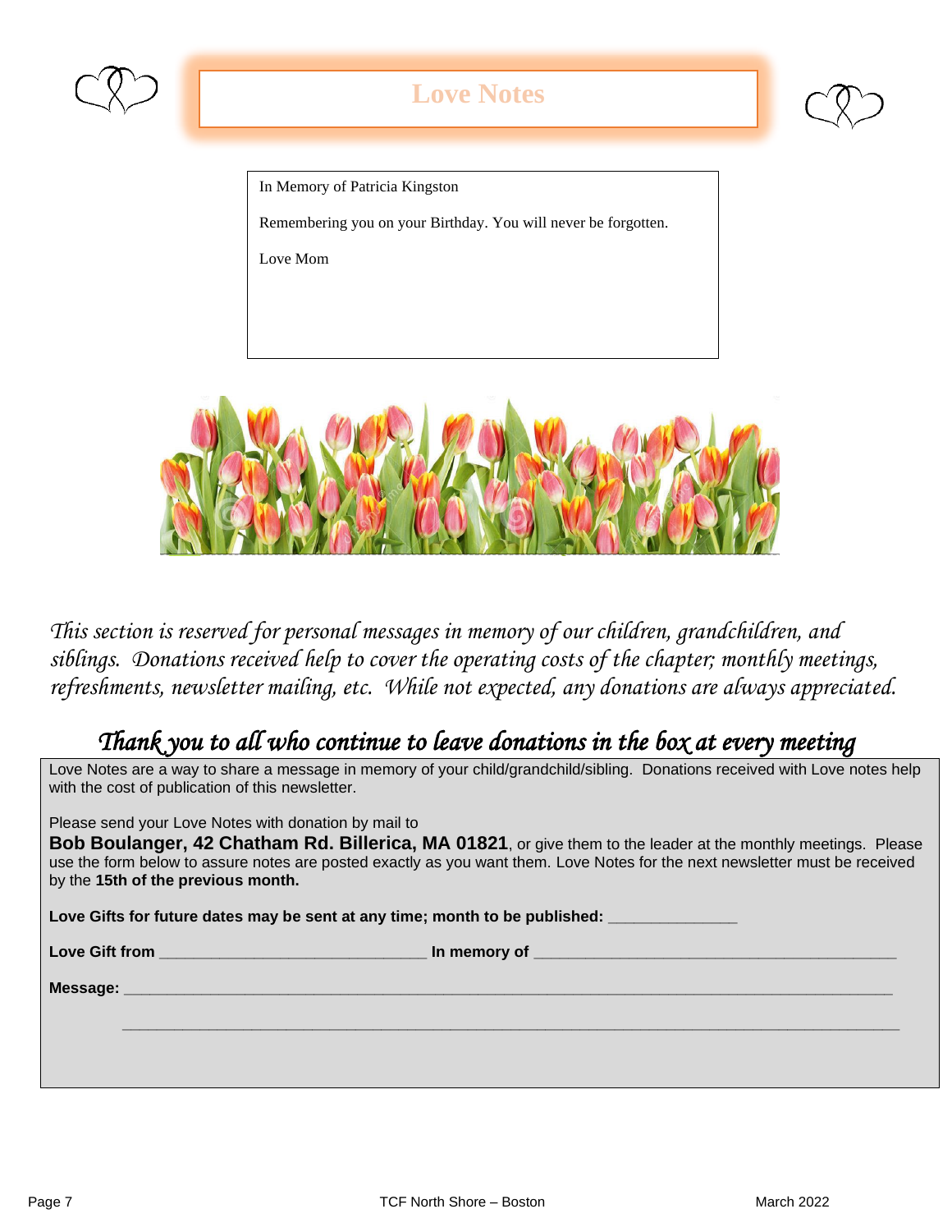# Love Notes

In Memory of Patricia Kingston

Remembering you on your Birthday. You will never be forgotten.

Love Mom

*This section is reserved for personal messages in memory of our children, grandchildren, and siblings. Donations received help to cover the operating costs of the chapter; monthly meetings, refreshments, newsletter mailing, etc. While not expected, any donations are always appreciated.*

## *Thank you to all who continue to leave donations in the box at every meeting*

Love Notes are a way to share a message in memory of your child/grandchild/sibling. Donations received with Love notes help with the cost of publication of this newsletter.

Please send your Love Notes with donation by mail to
**Bob Boulanger, 42 Chatham Rd. Billerica, MA 01821**, or give them to the leader at the monthly meetings. Please use the form below to assure notes are posted exactly as you want them. Love Notes for the next newsletter must be received by the **15th of the previous month.**

**Love Gifts for future dates may be sent at any time; month to be published:** _______________

**Love Gift from** _______________________________ **In memory of** ___________________________________________

**Message:** ________________________________________________________________________________________

________________________________________________________________________________________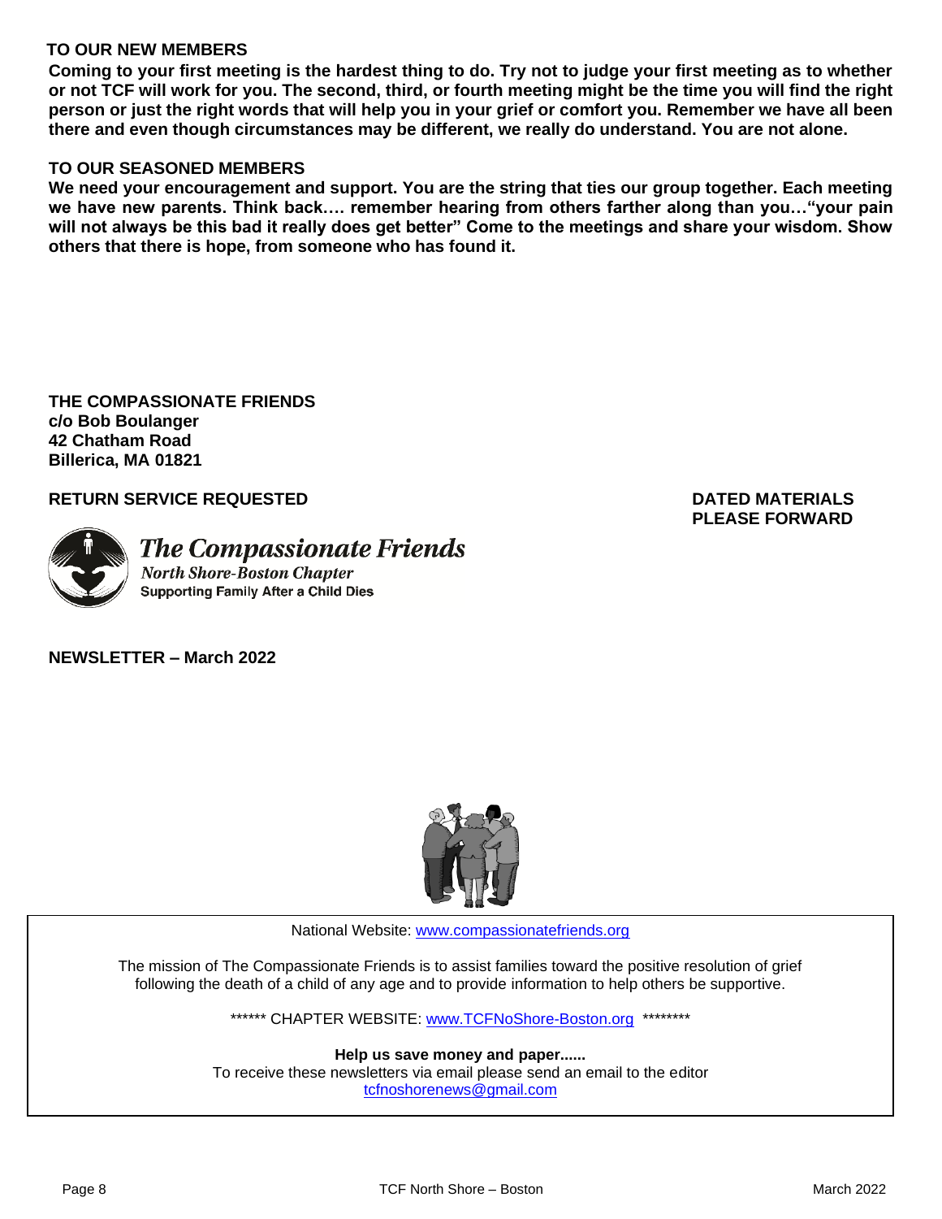**TO OUR NEW MEMBERS**

**Coming to your first meeting is the hardest thing to do. Try not to judge your first meeting as to whether or not TCF will work for you. The second, third, or fourth meeting might be the time you will find the right person or just the right words that will help you in your grief or comfort you. Remember we have all been there and even though circumstances may be different, we really do understand. You are not alone.**

**TO OUR SEASONED MEMBERS**

**We need your encouragement and support. You are the string that ties our group together. Each meeting we have new parents. Think back…. remember hearing from others farther along than you…"your pain will not always be this bad it really does get better" Come to the meetings and share your wisdom. Show others that there is hope, from someone who has found it.**

**THE COMPASSIONATE FRIENDS**
**c/o Bob Boulanger**
**42 Chatham Road**
**Billerica, MA 01821**

**RETURN SERVICE REQUESTED**

**DATED MATERIALS**
**PLEASE FORWARD**

***The Compassionate Friends***
*North Shore-Boston Chapter*
Supporting Family After a Child Dies

**NEWSLETTER – March 2022**

National Website: www.compassionatefriends.org

The mission of The Compassionate Friends is to assist families toward the positive resolution of grief following the death of a child of any age and to provide information to help others be supportive.

****** CHAPTER WEBSITE: www.TCFNoShore-Boston.org ********

**Help us save money and paper......**
To receive these newsletters via email please send an email to the editor
tcfnoshorenews@gmail.com